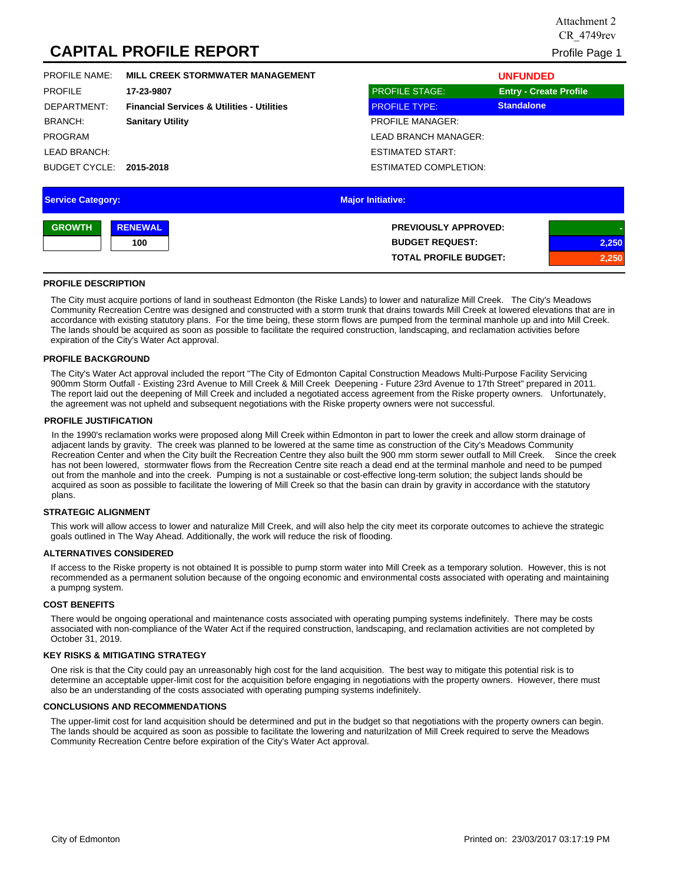Attachment 2
CR_4749rev

# CAPITAL PROFILE REPORT

Profile Page 1

| | | | |
|---|---|---|---|
| PROFILE NAME: | **MILL CREEK STORMWATER MANAGEMENT** | | **UNFUNDED** |
| PROFILE | **17-23-9807** | PROFILE STAGE: | **Entry - Create Profile** |
| DEPARTMENT: | **Financial Services & Utilities - Utilities** | PROFILE TYPE: | **Standalone** |
| BRANCH: | **Sanitary Utility** | PROFILE MANAGER: | |
| PROGRAM | | LEAD BRANCH MANAGER: | |
| LEAD BRANCH: | | ESTIMATED START: | |
| BUDGET CYCLE: | **2015-2018** | ESTIMATED COMPLETION: | |

**Service Category:** | **Major Initiative:**

| GROWTH | RENEWAL |
|---|---|
| | 100 |

| | |
|---|---|
| **PREVIOUSLY APPROVED:** | - |
| **BUDGET REQUEST:** | 2,250 |
| **TOTAL PROFILE BUDGET:** | 2,250 |

### PROFILE DESCRIPTION

The City must acquire portions of land in southeast Edmonton (the Riske Lands) to lower and naturalize Mill Creek. The City's Meadows Community Recreation Centre was designed and constructed with a storm trunk that drains towards Mill Creek at lowered elevations that are in accordance with existing statutory plans. For the time being, these storm flows are pumped from the terminal manhole up and into Mill Creek. The lands should be acquired as soon as possible to facilitate the required construction, landscaping, and reclamation activities before expiration of the City's Water Act approval.

### PROFILE BACKGROUND

The City's Water Act approval included the report "The City of Edmonton Capital Construction Meadows Multi-Purpose Facility Servicing 900mm Storm Outfall - Existing 23rd Avenue to Mill Creek & Mill Creek Deepening - Future 23rd Avenue to 17th Street" prepared in 2011. The report laid out the deepening of Mill Creek and included a negotiated access agreement from the Riske property owners. Unfortunately, the agreement was not upheld and subsequent negotiations with the Riske property owners were not successful.

### PROFILE JUSTIFICATION

In the 1990's reclamation works were proposed along Mill Creek within Edmonton in part to lower the creek and allow storm drainage of adjacent lands by gravity. The creek was planned to be lowered at the same time as construction of the City's Meadows Community Recreation Center and when the City built the Recreation Centre they also built the 900 mm storm sewer outfall to Mill Creek. Since the creek has not been lowered, stormwater flows from the Recreation Centre site reach a dead end at the terminal manhole and need to be pumped out from the manhole and into the creek. Pumping is not a sustainable or cost-effective long-term solution; the subject lands should be acquired as soon as possible to facilitate the lowering of Mill Creek so that the basin can drain by gravity in accordance with the statutory plans.

### STRATEGIC ALIGNMENT

This work will allow access to lower and naturalize Mill Creek, and will also help the city meet its corporate outcomes to achieve the strategic goals outlined in The Way Ahead. Additionally, the work will reduce the risk of flooding.

### ALTERNATIVES CONSIDERED

If access to the Riske property is not obtained It is possible to pump storm water into Mill Creek as a temporary solution. However, this is not recommended as a permanent solution because of the ongoing economic and environmental costs associated with operating and maintaining a pumpng system.

### COST BENEFITS

There would be ongoing operational and maintenance costs associated with operating pumping systems indefinitely. There may be costs associated with non-compliance of the Water Act if the required construction, landscaping, and reclamation activities are not completed by October 31, 2019.

### KEY RISKS & MITIGATING STRATEGY

One risk is that the City could pay an unreasonably high cost for the land acquisition. The best way to mitigate this potential risk is to determine an acceptable upper-limit cost for the acquisition before engaging in negotiations with the property owners. However, there must also be an understanding of the costs associated with operating pumping systems indefinitely.

### CONCLUSIONS AND RECOMMENDATIONS

The upper-limit cost for land acquisition should be determined and put in the budget so that negotiations with the property owners can begin. The lands should be acquired as soon as possible to facilitate the lowering and naturilzation of Mill Creek required to serve the Meadows Community Recreation Centre before expiration of the City's Water Act approval.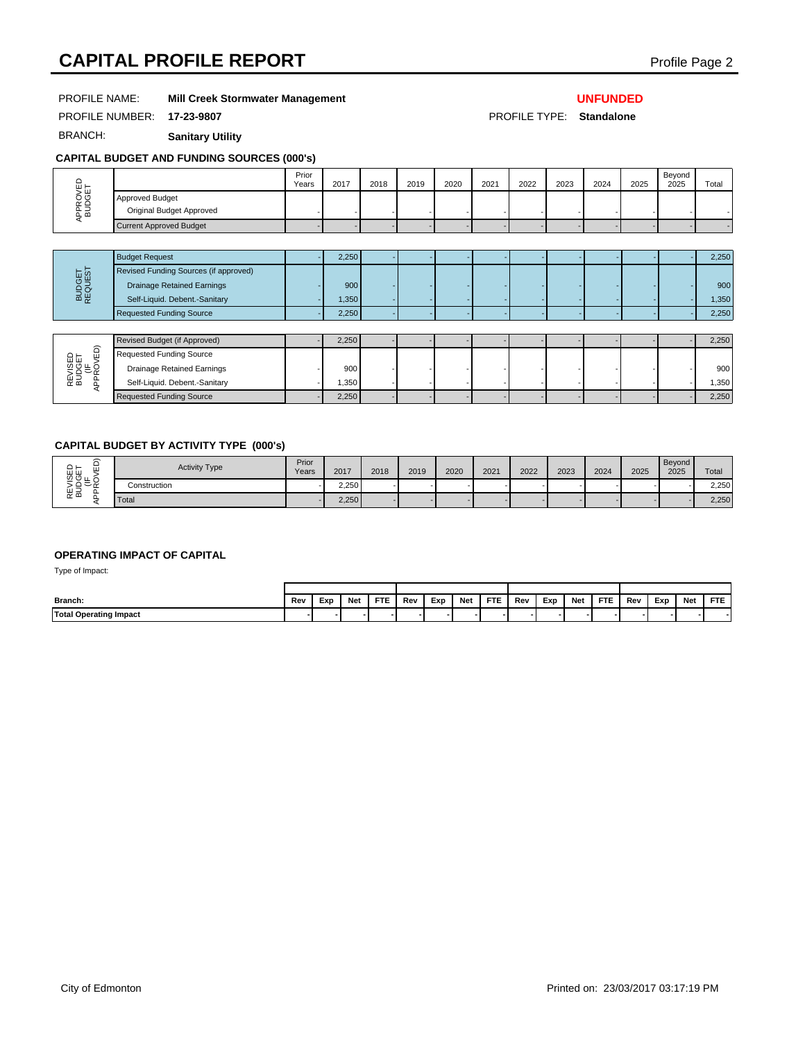# CAPITAL PROFILE REPORT

PROFILE NAME: **Mill Creek Stormwater Management** **UNFUNDED**

PROFILE NUMBER: **17-23-9807** PROFILE TYPE: **Standalone**

BRANCH: **Sanitary Utility**

### CAPITAL BUDGET AND FUNDING SOURCES (000's)

| | | Prior Years | 2017 | 2018 | 2019 | 2020 | 2021 | 2022 | 2023 | 2024 | 2025 | Beyond 2025 | Total |
|---|---|---|---|---|---|---|---|---|---|---|---|---|---|
| APPROVED BUDGET | Approved Budget | | | | | | | | | | | | |
| | Original Budget Approved | - | - | - | - | - | - | - | - | - | - | - | - |
| | Current Approved Budget | - | - | - | - | - | - | - | - | - | - | - | - |
| BUDGET REQUEST | Budget Request | - | 2,250 | - | - | - | - | - | - | - | - | - | 2,250 |
| | Revised Funding Sources (if approved) | | | | | | | | | | | | |
| | Drainage Retained Earnings | - | 900 | - | - | - | - | - | - | - | - | - | 900 |
| | Self-Liquid. Debent.-Sanitary | - | 1,350 | - | - | - | - | - | - | - | - | - | 1,350 |
| | Requested Funding Source | - | 2,250 | - | - | - | - | - | - | - | - | - | 2,250 |
| REVISED BUDGET (IF APPROVED) | Revised Budget (if Approved) | - | 2,250 | - | - | - | - | - | - | - | - | - | 2,250 |
| | Requested Funding Source | | | | | | | | | | | | |
| | Drainage Retained Earnings | - | 900 | - | - | - | - | - | - | - | - | - | 900 |
| | Self-Liquid. Debent.-Sanitary | - | 1,350 | - | - | - | - | - | - | - | - | - | 1,350 |
| | Requested Funding Source | - | 2,250 | - | - | - | - | - | - | - | - | - | 2,250 |

### CAPITAL BUDGET BY ACTIVITY TYPE (000's)

| | Activity Type | Prior Years | 2017 | 2018 | 2019 | 2020 | 2021 | 2022 | 2023 | 2024 | 2025 | Beyond 2025 | Total |
|---|---|---|---|---|---|---|---|---|---|---|---|---|---|
| REVISED BUDGET (IF APPROVED) | Construction | - | 2,250 | - | - | - | - | - | - | - | - | - | 2,250 |
| | Total | - | 2,250 | - | - | - | - | - | - | - | - | - | 2,250 |

### OPERATING IMPACT OF CAPITAL

Type of Impact:

| Branch: | Rev | Exp | Net | FTE | Rev | Exp | Net | FTE | Rev | Exp | Net | FTE | Rev | Exp | Net | FTE |
|---|---|---|---|---|---|---|---|---|---|---|---|---|---|---|---|---|
| **Total Operating Impact** | - | - | - | - | - | - | - | - | - | - | - | - | - | - | - | - |

City of Edmonton

Printed on: 23/03/2017 03:17:19 PM